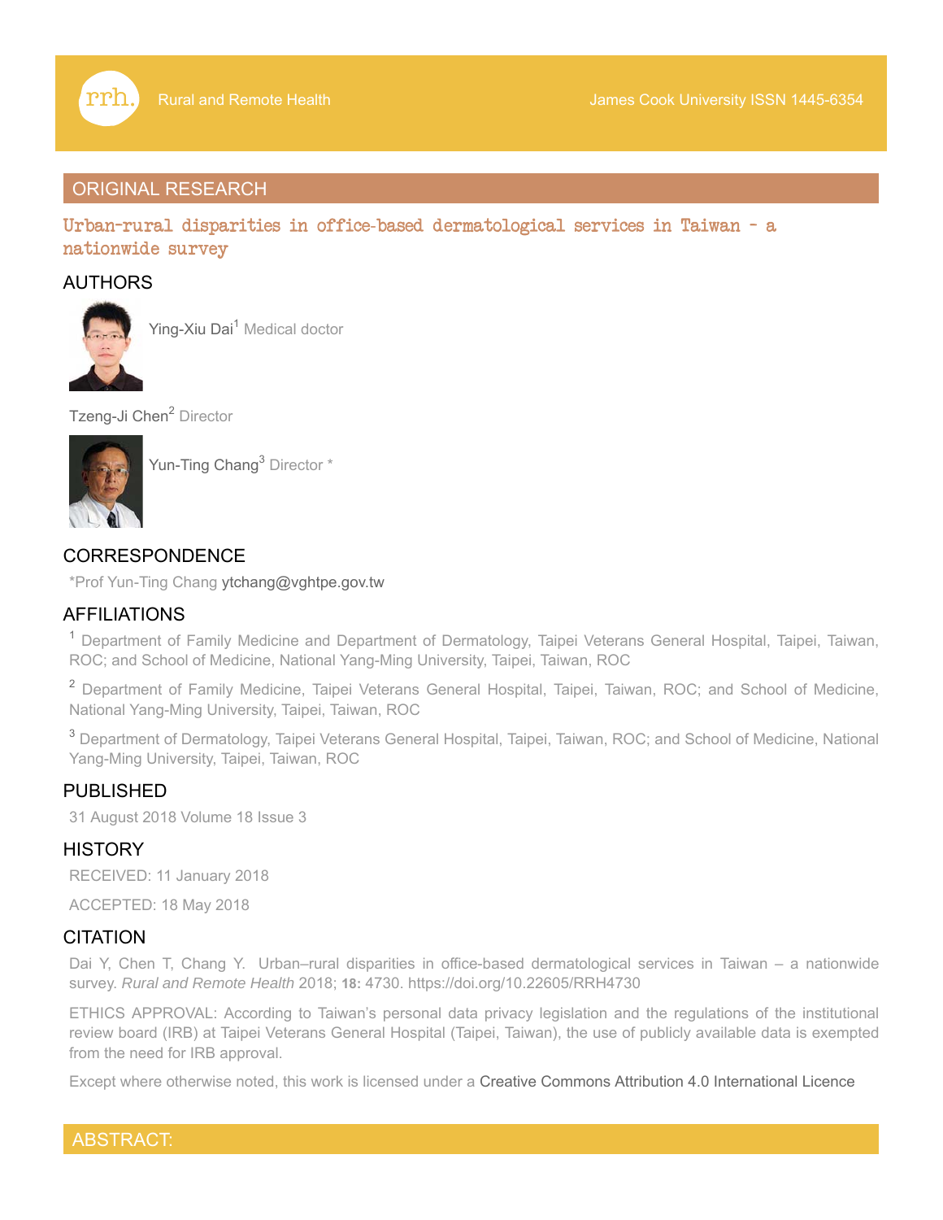ORIGINAL RESEARCH

# Urban-rural disparities in office-based dermatological services in Taiwan - a nationwide survey

## AUTHORS

Ying-Xiu Dai[1] Medical doctor

Tzeng-Ji Chen[2] Director

Yun-Ting Chang[3] Director *

## CORRESPONDENCE

*Prof Yun-Ting Chang ytchang@vghtpe.gov.tw

## AFFILIATIONS

[1] Department of Family Medicine and Department of Dermatology, Taipei Veterans General Hospital, Taipei, Taiwan, ROC; and School of Medicine, National Yang-Ming University, Taipei, Taiwan, ROC

[2] Department of Family Medicine, Taipei Veterans General Hospital, Taipei, Taiwan, ROC; and School of Medicine, National Yang-Ming University, Taipei, Taiwan, ROC

[3] Department of Dermatology, Taipei Veterans General Hospital, Taipei, Taiwan, ROC; and School of Medicine, National Yang-Ming University, Taipei, Taiwan, ROC

## PUBLISHED

31 August 2018 Volume 18 Issue 3

## HISTORY

RECEIVED: 11 January 2018

ACCEPTED: 18 May 2018

## CITATION

Dai Y, Chen T, Chang Y. Urban–rural disparities in office-based dermatological services in Taiwan – a nationwide survey. *Rural and Remote Health* 2018; **18:** 4730. https://doi.org/10.22605/RRH4730

ETHICS APPROVAL: According to Taiwan's personal data privacy legislation and the regulations of the institutional review board (IRB) at Taipei Veterans General Hospital (Taipei, Taiwan), the use of publicly available data is exempted from the need for IRB approval.

Except where otherwise noted, this work is licensed under a Creative Commons Attribution 4.0 International Licence

## ABSTRACT: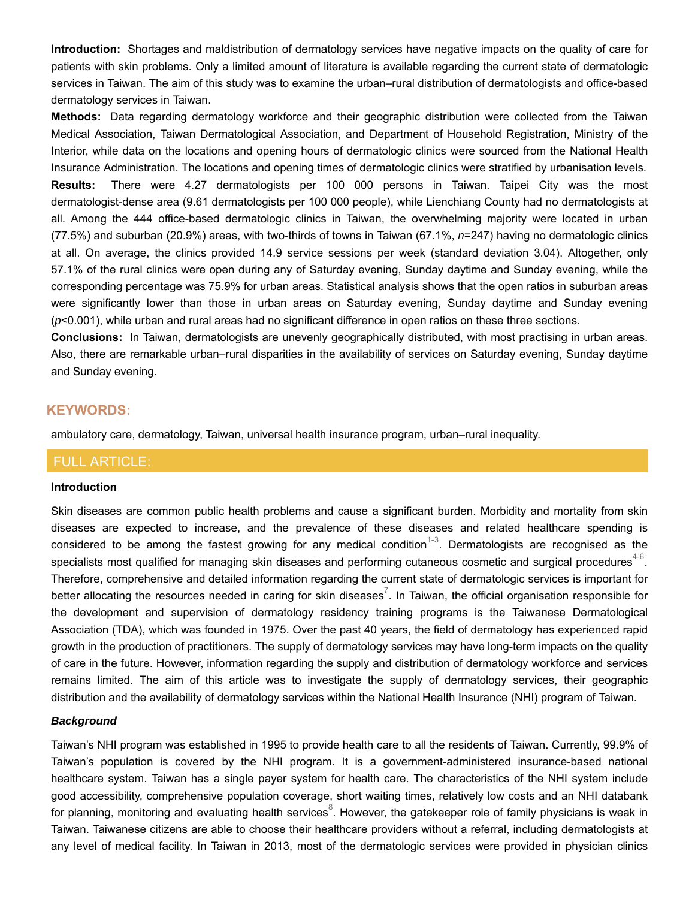**Introduction:** Shortages and maldistribution of dermatology services have negative impacts on the quality of care for patients with skin problems. Only a limited amount of literature is available regarding the current state of dermatologic services in Taiwan. The aim of this study was to examine the urban–rural distribution of dermatologists and office-based dermatology services in Taiwan.

**Methods:** Data regarding dermatology workforce and their geographic distribution were collected from the Taiwan Medical Association, Taiwan Dermatological Association, and Department of Household Registration, Ministry of the Interior, while data on the locations and opening hours of dermatologic clinics were sourced from the National Health Insurance Administration. The locations and opening times of dermatologic clinics were stratified by urbanisation levels.

**Results:** There were 4.27 dermatologists per 100 000 persons in Taiwan. Taipei City was the most dermatologist-dense area (9.61 dermatologists per 100 000 people), while Lienchiang County had no dermatologists at all. Among the 444 office-based dermatologic clinics in Taiwan, the overwhelming majority were located in urban (77.5%) and suburban (20.9%) areas, with two-thirds of towns in Taiwan (67.1%, *n*=247) having no dermatologic clinics at all. On average, the clinics provided 14.9 service sessions per week (standard deviation 3.04). Altogether, only 57.1% of the rural clinics were open during any of Saturday evening, Sunday daytime and Sunday evening, while the corresponding percentage was 75.9% for urban areas. Statistical analysis shows that the open ratios in suburban areas were significantly lower than those in urban areas on Saturday evening, Sunday daytime and Sunday evening ($p<0.001$), while urban and rural areas had no significant difference in open ratios on these three sections.

**Conclusions:** In Taiwan, dermatologists are unevenly geographically distributed, with most practising in urban areas. Also, there are remarkable urban–rural disparities in the availability of services on Saturday evening, Sunday daytime and Sunday evening.

## KEYWORDS:

ambulatory care, dermatology, Taiwan, universal health insurance program, urban–rural inequality.

## FULL ARTICLE:

### Introduction

Skin diseases are common public health problems and cause a significant burden. Morbidity and mortality from skin diseases are expected to increase, and the prevalence of these diseases and related healthcare spending is considered to be among the fastest growing for any medical condition[1-3]. Dermatologists are recognised as the specialists most qualified for managing skin diseases and performing cutaneous cosmetic and surgical procedures[4-6]. Therefore, comprehensive and detailed information regarding the current state of dermatologic services is important for better allocating the resources needed in caring for skin diseases[7]. In Taiwan, the official organisation responsible for the development and supervision of dermatology residency training programs is the Taiwanese Dermatological Association (TDA), which was founded in 1975. Over the past 40 years, the field of dermatology has experienced rapid growth in the production of practitioners. The supply of dermatology services may have long-term impacts on the quality of care in the future. However, information regarding the supply and distribution of dermatology workforce and services remains limited. The aim of this article was to investigate the supply of dermatology services, their geographic distribution and the availability of dermatology services within the National Health Insurance (NHI) program of Taiwan.

#### *Background*

Taiwan's NHI program was established in 1995 to provide health care to all the residents of Taiwan. Currently, 99.9% of Taiwan's population is covered by the NHI program. It is a government-administered insurance-based national healthcare system. Taiwan has a single payer system for health care. The characteristics of the NHI system include good accessibility, comprehensive population coverage, short waiting times, relatively low costs and an NHI databank for planning, monitoring and evaluating health services[8]. However, the gatekeeper role of family physicians is weak in Taiwan. Taiwanese citizens are able to choose their healthcare providers without a referral, including dermatologists at any level of medical facility. In Taiwan in 2013, most of the dermatologic services were provided in physician clinics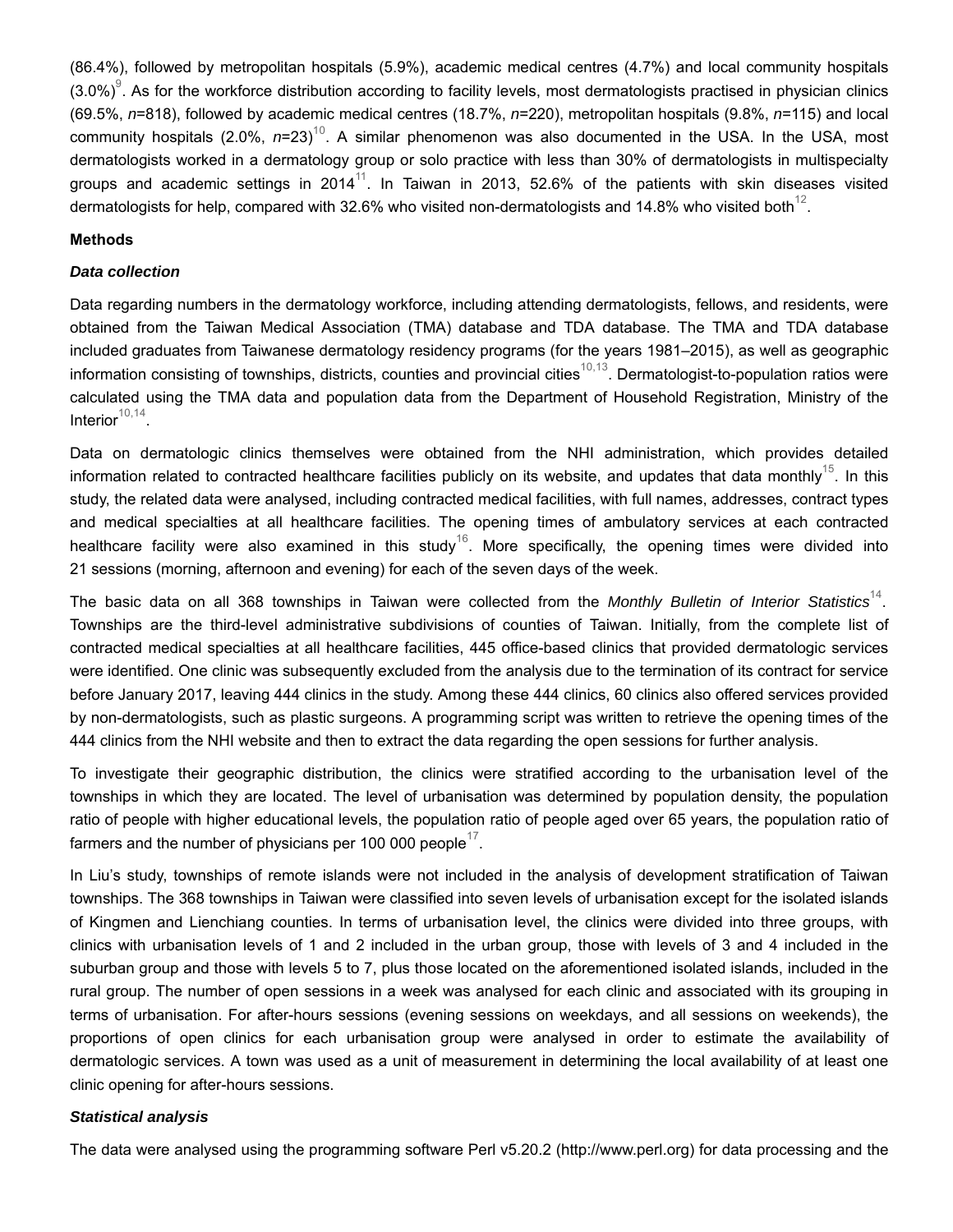(86.4%), followed by metropolitan hospitals (5.9%), academic medical centres (4.7%) and local community hospitals (3.0%)[9]. As for the workforce distribution according to facility levels, most dermatologists practised in physician clinics (69.5%, *n*=818), followed by academic medical centres (18.7%, *n*=220), metropolitan hospitals (9.8%, *n*=115) and local community hospitals (2.0%, *n*=23)[10]. A similar phenomenon was also documented in the USA. In the USA, most dermatologists worked in a dermatology group or solo practice with less than 30% of dermatologists in multispecialty groups and academic settings in 2014[11]. In Taiwan in 2013, 52.6% of the patients with skin diseases visited dermatologists for help, compared with 32.6% who visited non-dermatologists and 14.8% who visited both[12].

**Methods**

***Data collection***

Data regarding numbers in the dermatology workforce, including attending dermatologists, fellows, and residents, were obtained from the Taiwan Medical Association (TMA) database and TDA database. The TMA and TDA database included graduates from Taiwanese dermatology residency programs (for the years 1981–2015), as well as geographic information consisting of townships, districts, counties and provincial cities[10,13]. Dermatologist-to-population ratios were calculated using the TMA data and population data from the Department of Household Registration, Ministry of the Interior[10,14].

Data on dermatologic clinics themselves were obtained from the NHI administration, which provides detailed information related to contracted healthcare facilities publicly on its website, and updates that data monthly[15]. In this study, the related data were analysed, including contracted medical facilities, with full names, addresses, contract types and medical specialties at all healthcare facilities. The opening times of ambulatory services at each contracted healthcare facility were also examined in this study[16]. More specifically, the opening times were divided into 21 sessions (morning, afternoon and evening) for each of the seven days of the week.

The basic data on all 368 townships in Taiwan were collected from the *Monthly Bulletin of Interior Statistics*[14]. Townships are the third-level administrative subdivisions of counties of Taiwan. Initially, from the complete list of contracted medical specialties at all healthcare facilities, 445 office-based clinics that provided dermatologic services were identified. One clinic was subsequently excluded from the analysis due to the termination of its contract for service before January 2017, leaving 444 clinics in the study. Among these 444 clinics, 60 clinics also offered services provided by non-dermatologists, such as plastic surgeons. A programming script was written to retrieve the opening times of the 444 clinics from the NHI website and then to extract the data regarding the open sessions for further analysis.

To investigate their geographic distribution, the clinics were stratified according to the urbanisation level of the townships in which they are located. The level of urbanisation was determined by population density, the population ratio of people with higher educational levels, the population ratio of people aged over 65 years, the population ratio of farmers and the number of physicians per 100 000 people[17].

In Liu's study, townships of remote islands were not included in the analysis of development stratification of Taiwan townships. The 368 townships in Taiwan were classified into seven levels of urbanisation except for the isolated islands of Kingmen and Lienchiang counties. In terms of urbanisation level, the clinics were divided into three groups, with clinics with urbanisation levels of 1 and 2 included in the urban group, those with levels of 3 and 4 included in the suburban group and those with levels 5 to 7, plus those located on the aforementioned isolated islands, included in the rural group. The number of open sessions in a week was analysed for each clinic and associated with its grouping in terms of urbanisation. For after-hours sessions (evening sessions on weekdays, and all sessions on weekends), the proportions of open clinics for each urbanisation group were analysed in order to estimate the availability of dermatologic services. A town was used as a unit of measurement in determining the local availability of at least one clinic opening for after-hours sessions.

***Statistical analysis***

The data were analysed using the programming software Perl v5.20.2 (http://www.perl.org) for data processing and the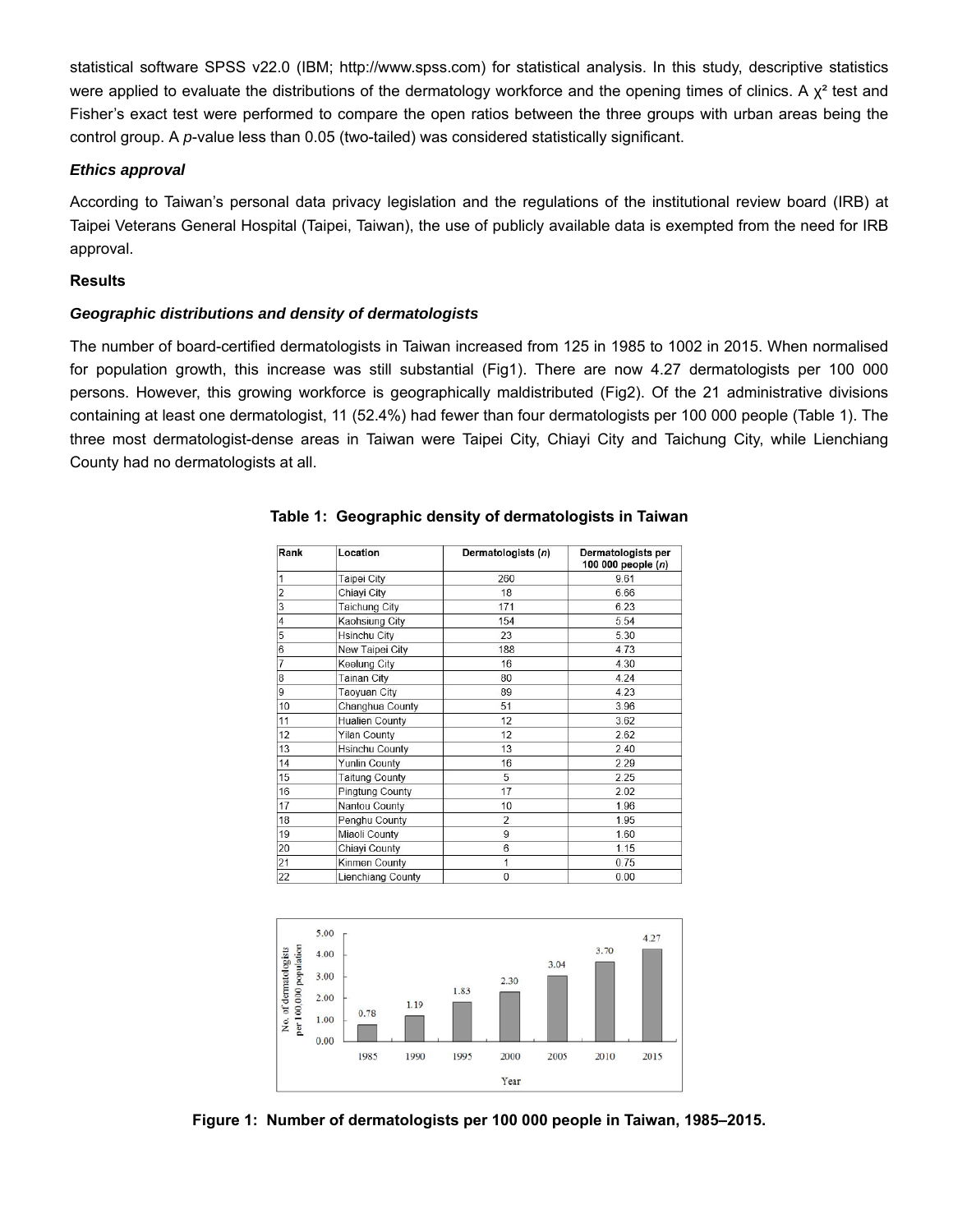statistical software SPSS v22.0 (IBM; http://www.spss.com) for statistical analysis. In this study, descriptive statistics were applied to evaluate the distributions of the dermatology workforce and the opening times of clinics. A $\chi^2$ test and Fisher's exact test were performed to compare the open ratios between the three groups with urban areas being the control group. A *p*-value less than 0.05 (two-tailed) was considered statistically significant.

### *Ethics approval*

According to Taiwan's personal data privacy legislation and the regulations of the institutional review board (IRB) at Taipei Veterans General Hospital (Taipei, Taiwan), the use of publicly available data is exempted from the need for IRB approval.

## Results

### *Geographic distributions and density of dermatologists*

The number of board-certified dermatologists in Taiwan increased from 125 in 1985 to 1002 in 2015. When normalised for population growth, this increase was still substantial (Fig1). There are now 4.27 dermatologists per 100 000 persons. However, this growing workforce is geographically maldistributed (Fig2). Of the 21 administrative divisions containing at least one dermatologist, 11 (52.4%) had fewer than four dermatologists per 100 000 people (Table 1). The three most dermatologist-dense areas in Taiwan were Taipei City, Chiayi City and Taichung City, while Lienchiang County had no dermatologists at all.

**Table 1: Geographic density of dermatologists in Taiwan**

| Rank | Location | Dermatologists (*n*) | Dermatologists per 100 000 people (*n*) |
|---|---|---|---|
| 1 | Taipei City | 260 | 9.61 |
| 2 | Chiayi City | 18 | 6.66 |
| 3 | Taichung City | 171 | 6.23 |
| 4 | Kaohsiung City | 154 | 5.54 |
| 5 | Hsinchu City | 23 | 5.30 |
| 6 | New Taipei City | 188 | 4.73 |
| 7 | Keelung City | 16 | 4.30 |
| 8 | Tainan City | 80 | 4.24 |
| 9 | Taoyuan City | 89 | 4.23 |
| 10 | Changhua County | 51 | 3.96 |
| 11 | Hualien County | 12 | 3.62 |
| 12 | Yilan County | 12 | 2.62 |
| 13 | Hsinchu County | 13 | 2.40 |
| 14 | Yunlin County | 16 | 2.29 |
| 15 | Taitung County | 5 | 2.25 |
| 16 | Pingtung County | 17 | 2.02 |
| 17 | Nantou County | 10 | 1.96 |
| 18 | Penghu County | 2 | 1.95 |
| 19 | Miaoli County | 9 | 1.60 |
| 20 | Chiayi County | 6 | 1.15 |
| 21 | Kinmen County | 1 | 0.75 |
| 22 | Lienchiang County | 0 | 0.00 |

| Year | 1985 | 1990 | 1995 | 2000 | 2005 | 2010 | 2015 |
|---|---|---|---|---|---|---|---|
| No. of dermatologists per 100,000 population | 0.78 | 1.19 | 1.83 | 2.30 | 3.04 | 3.70 | 4.27 |

**Figure 1: Number of dermatologists per 100 000 people in Taiwan, 1985–2015.**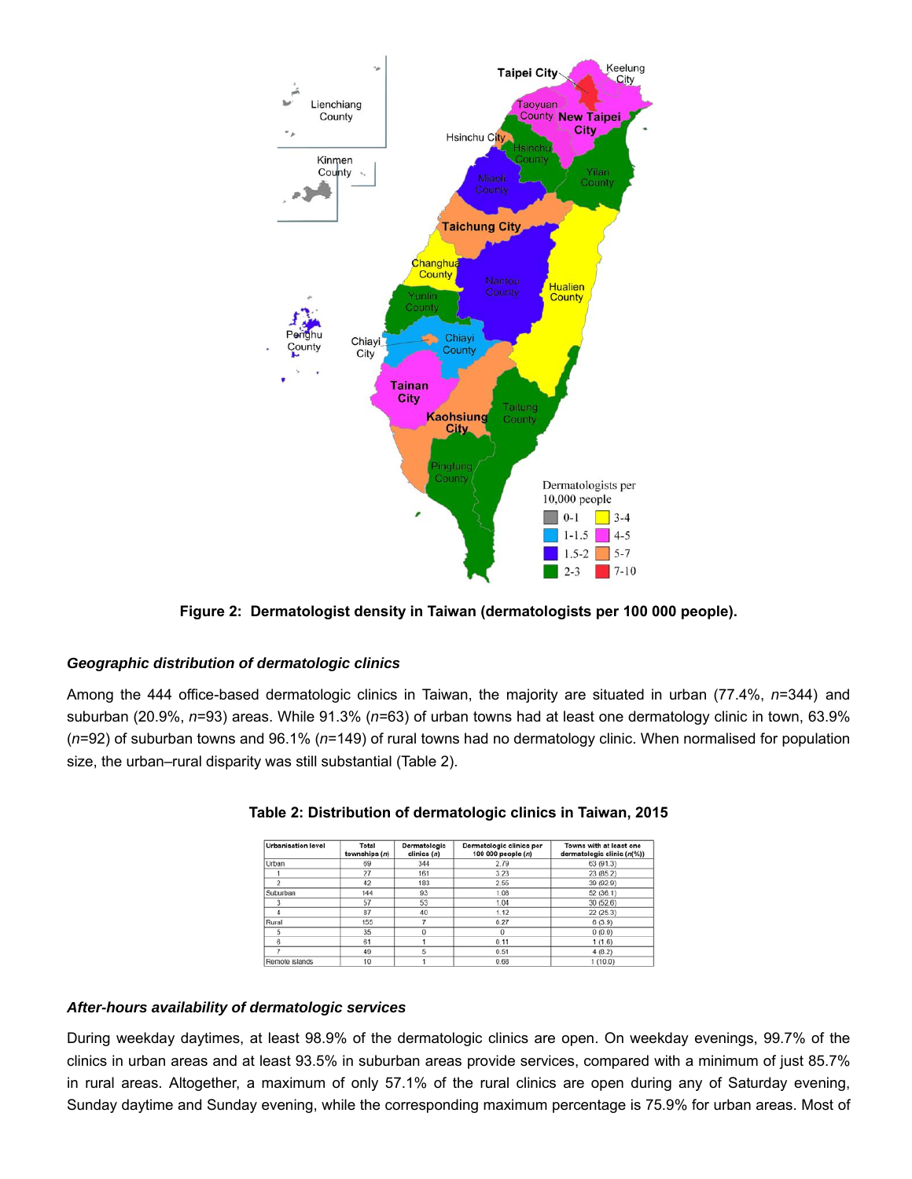Figure 2: Dermatologist density in Taiwan (dermatologists per 100 000 people).

### *Geographic distribution of dermatologic clinics*

Among the 444 office-based dermatologic clinics in Taiwan, the majority are situated in urban (77.4%, *n*=344) and suburban (20.9%, *n*=93) areas. While 91.3% (*n*=63) of urban towns had at least one dermatology clinic in town, 63.9% (*n*=92) of suburban towns and 96.1% (*n*=149) of rural towns had no dermatology clinic. When normalised for population size, the urban–rural disparity was still substantial (Table 2).

**Table 2: Distribution of dermatologic clinics in Taiwan, 2015**

| Urbanisation level | Total townships (*n*) | Dermatologic clinics (*n*) | Dermatologic clinics per 100 000 people (*n*) | Towns with at least one dermatologic clinic (*n*(%)) |
|---|---|---|---|---|
| Urban | 69 | 344 | 2.79 | 63 (91.3) |
| 1 | 27 | 161 | 3.23 | 23 (85.2) |
| 2 | 42 | 183 | 2.55 | 39 (92.9) |
| Suburban | 144 | 93 | 1.08 | 52 (36.1) |
| 3 | 57 | 53 | 1.04 | 30 (52.6) |
| 4 | 87 | 40 | 1.12 | 22 (25.3) |
| Rural | 155 | 7 | 0.27 | 6 (3.9) |
| 5 | 35 | 0 | 0 | 0 (0.0) |
| 6 | 61 | 1 | 0.11 | 1 (1.6) |
| 7 | 49 | 5 | 0.51 | 4 (8.2) |
| Remote islands | 10 | 1 | 0.68 | 1 (10.0) |

### *After-hours availability of dermatologic services*

During weekday daytimes, at least 98.9% of the dermatologic clinics are open. On weekday evenings, 99.7% of the clinics in urban areas and at least 93.5% in suburban areas provide services, compared with a minimum of just 85.7% in rural areas. Altogether, a maximum of only 57.1% of the rural clinics are open during any of Saturday evening, Sunday daytime and Sunday evening, while the corresponding maximum percentage is 75.9% for urban areas. Most of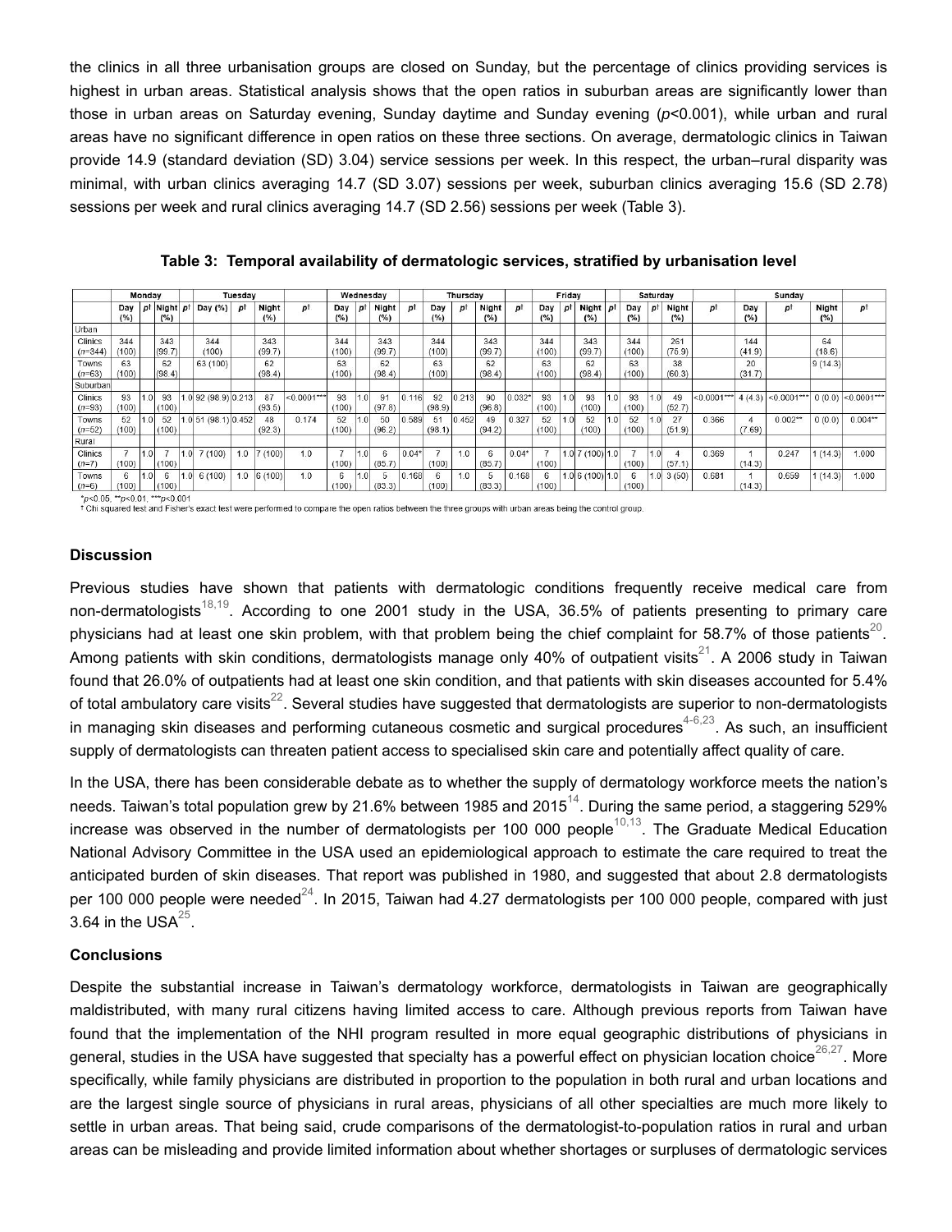the clinics in all three urbanisation groups are closed on Sunday, but the percentage of clinics providing services is highest in urban areas. Statistical analysis shows that the open ratios in suburban areas are significantly lower than those in urban areas on Saturday evening, Sunday daytime and Sunday evening ($p$<0.001), while urban and rural areas have no significant difference in open ratios on these three sections. On average, dermatologic clinics in Taiwan provide 14.9 (standard deviation (SD) 3.04) service sessions per week. In this respect, the urban–rural disparity was minimal, with urban clinics averaging 14.7 (SD 3.07) sessions per week, suburban clinics averaging 15.6 (SD 2.78) sessions per week and rural clinics averaging 14.7 (SD 2.56) sessions per week (Table 3).

**Table 3: Temporal availability of dermatologic services, stratified by urbanisation level**

| | Monday | | | | Tuesday | | | | Wednesday | | | | Thursday | | | | Friday | | | | Saturday | | | | Sunday | | | |
|---|---|---|---|---|---|---|---|---|---|---|---|---|---|---|---|---|---|---|---|---|---|---|---|---|---|---|---|---|
| | Day (%) | p† | Night (%) | p† | Day (%) | p† | Night (%) | p† | Day (%) | p† | Night (%) | p† | Day (%) | p† | Night (%) | p† | Day (%) | p† | Night (%) | p† | Day (%) | p† | Night (%) | p† | Day (%) | p† | Night (%) | p† |
| Urban | | | | | | | | | | | | | | | | | | | | | | | | | | | | |
| Clinics (*n*=344) | 344 (100) | | 343 (99.7) | | 344 (100) | | 343 (99.7) | | 344 (100) | | 343 (99.7) | | 344 (100) | | 343 (99.7) | | 344 (100) | | 343 (99.7) | | 344 (100) | | 261 (75.9) | | 144 (41.9) | | 64 (18.6) | |
| Towns (*n*=63) | 63 (100) | | 62 (98.4) | | 63 (100) | | 62 (98.4) | | 63 (100) | | 62 (98.4) | | 63 (100) | | 62 (98.4) | | 63 (100) | | 62 (98.4) | | 63 (100) | | 38 (60.3) | | 20 (31.7) | | 9 (14.3) | |
| Suburban | | | | | | | | | | | | | | | | | | | | | | | | | | | | |
| Clinics (*n*=93) | 93 (100) | 1.0 | 93 (100) | 1.0 | 92 (98.9) | 0.213 | 87 (93.5) | <0.0001*** | 93 (100) | 1.0 | 91 (97.8) | 0.116 | 92 (98.9) | 0.213 | 90 (96.8) | 0.032* | 93 (100) | 1.0 | 93 (100) | 1.0 | 93 (100) | 1.0 | 49 (52.7) | <0.0001*** | 4 (4.3) | <0.0001*** | 0 (0.0) | <0.0001*** |
| Towns (*n*=52) | 52 (100) | 1.0 | 52 (100) | 1.0 | 51 (98.1) | 0.452 | 48 (92.3) | 0.174 | 52 (100) | 1.0 | 50 (96.2) | 0.589 | 51 (98.1) | 0.452 | 49 (94.2) | 0.327 | 52 (100) | 1.0 | 52 (100) | 1.0 | 52 (100) | 1.0 | 27 (51.9) | 0.366 | 4 (7.69) | 0.002** | 0 (0.0) | 0.004** |
| Rural | | | | | | | | | | | | | | | | | | | | | | | | | | | | |
| Clinics (*n*=7) | 7 (100) | 1.0 | 7 (100) | 1.0 | 7 (100) | 1.0 | 7 (100) | 1.0 | 7 (100) | 1.0 | 6 (85.7) | 0.04* | 7 (100) | 1.0 | 6 (85.7) | 0.04* | 7 (100) | 1.0 | 7 (100) | 1.0 | 7 (100) | 1.0 | 4 (57.1) | 0.369 | 1 (14.3) | 0.247 | 1 (14.3) | 1.000 |
| Towns (*n*=6) | 6 (100) | 1.0 | 6 (100) | 1.0 | 6 (100) | 1.0 | 6 (100) | 1.0 | 6 (100) | 1.0 | 5 (83.3) | 0.168 | 6 (100) | 1.0 | 5 (83.3) | 0.168 | 6 (100) | 1.0 | 6 (100) | 1.0 | 6 (100) | 1.0 | 3 (50) | 0.681 | 1 (14.3) | 0.659 | 1 (14.3) | 1.000 |

*$p$<0.05, **$p$<0.01, ***$p$<0.001

† Chi squared test and Fisher's exact test were performed to compare the open ratios between the three groups with urban areas being the control group.

### Discussion

Previous studies have shown that patients with dermatologic conditions frequently receive medical care from non-dermatologists[18,19]. According to one 2001 study in the USA, 36.5% of patients presenting to primary care physicians had at least one skin problem, with that problem being the chief complaint for 58.7% of those patients[20]. Among patients with skin conditions, dermatologists manage only 40% of outpatient visits[21]. A 2006 study in Taiwan found that 26.0% of outpatients had at least one skin condition, and that patients with skin diseases accounted for 5.4% of total ambulatory care visits[22]. Several studies have suggested that dermatologists are superior to non-dermatologists in managing skin diseases and performing cutaneous cosmetic and surgical procedures[4-6,23]. As such, an insufficient supply of dermatologists can threaten patient access to specialised skin care and potentially affect quality of care.

In the USA, there has been considerable debate as to whether the supply of dermatology workforce meets the nation's needs. Taiwan's total population grew by 21.6% between 1985 and 2015[14]. During the same period, a staggering 529% increase was observed in the number of dermatologists per 100 000 people[10,13]. The Graduate Medical Education National Advisory Committee in the USA used an epidemiological approach to estimate the care required to treat the anticipated burden of skin diseases. That report was published in 1980, and suggested that about 2.8 dermatologists per 100 000 people were needed[24]. In 2015, Taiwan had 4.27 dermatologists per 100 000 people, compared with just 3.64 in the USA[25].

### Conclusions

Despite the substantial increase in Taiwan's dermatology workforce, dermatologists in Taiwan are geographically maldistributed, with many rural citizens having limited access to care. Although previous reports from Taiwan have found that the implementation of the NHI program resulted in more equal geographic distributions of physicians in general, studies in the USA have suggested that specialty has a powerful effect on physician location choice[26,27]. More specifically, while family physicians are distributed in proportion to the population in both rural and urban locations and are the largest single source of physicians in rural areas, physicians of all other specialties are much more likely to settle in urban areas. That being said, crude comparisons of the dermatologist-to-population ratios in rural and urban areas can be misleading and provide limited information about whether shortages or surpluses of dermatologic services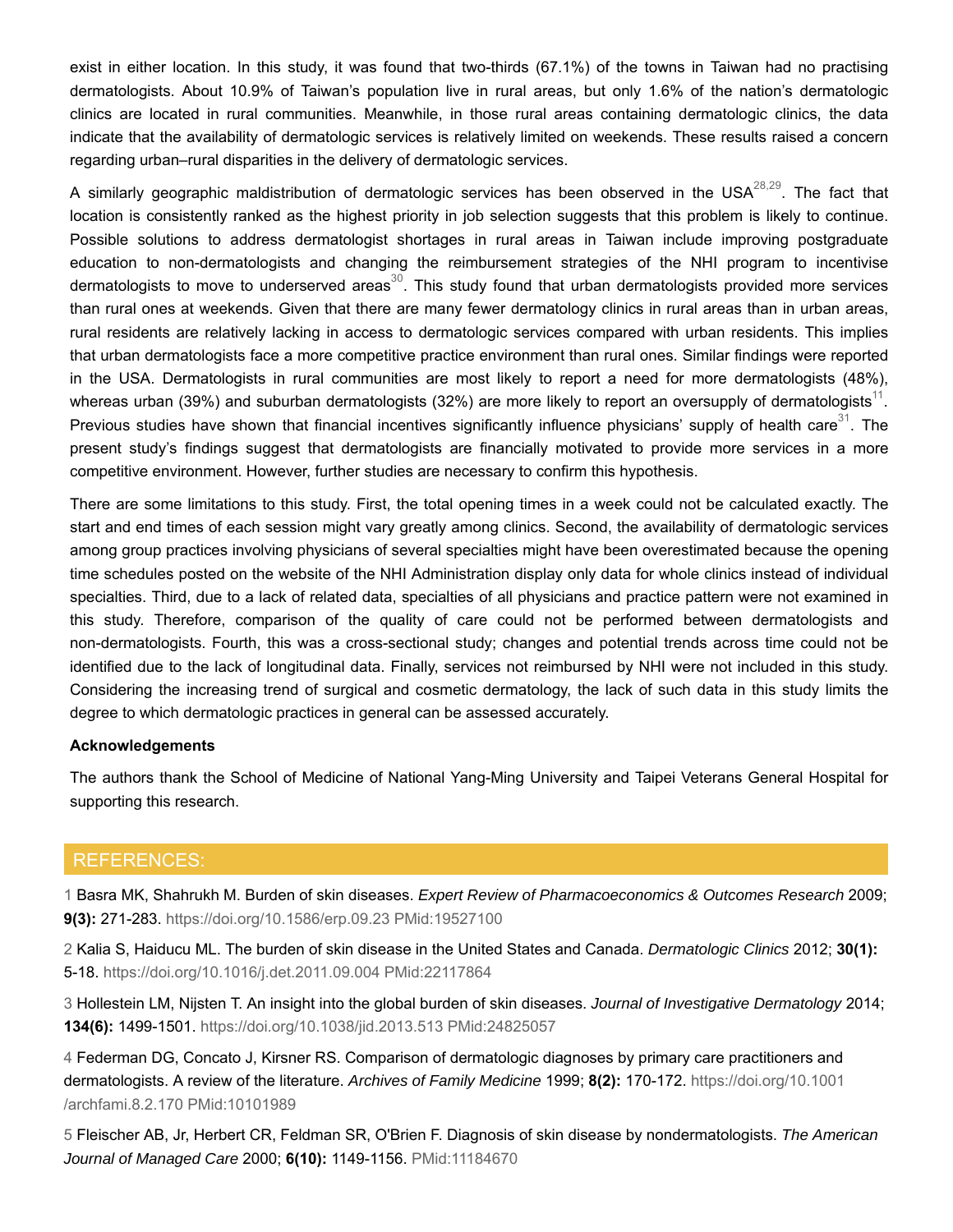exist in either location. In this study, it was found that two-thirds (67.1%) of the towns in Taiwan had no practising dermatologists. About 10.9% of Taiwan's population live in rural areas, but only 1.6% of the nation's dermatologic clinics are located in rural communities. Meanwhile, in those rural areas containing dermatologic clinics, the data indicate that the availability of dermatologic services is relatively limited on weekends. These results raised a concern regarding urban–rural disparities in the delivery of dermatologic services.

A similarly geographic maldistribution of dermatologic services has been observed in the USA[28,29]. The fact that location is consistently ranked as the highest priority in job selection suggests that this problem is likely to continue. Possible solutions to address dermatologist shortages in rural areas in Taiwan include improving postgraduate education to non-dermatologists and changing the reimbursement strategies of the NHI program to incentivise dermatologists to move to underserved areas[30]. This study found that urban dermatologists provided more services than rural ones at weekends. Given that there are many fewer dermatology clinics in rural areas than in urban areas, rural residents are relatively lacking in access to dermatologic services compared with urban residents. This implies that urban dermatologists face a more competitive practice environment than rural ones. Similar findings were reported in the USA. Dermatologists in rural communities are most likely to report a need for more dermatologists (48%), whereas urban (39%) and suburban dermatologists (32%) are more likely to report an oversupply of dermatologists[11]. Previous studies have shown that financial incentives significantly influence physicians' supply of health care[31]. The present study's findings suggest that dermatologists are financially motivated to provide more services in a more competitive environment. However, further studies are necessary to confirm this hypothesis.

There are some limitations to this study. First, the total opening times in a week could not be calculated exactly. The start and end times of each session might vary greatly among clinics. Second, the availability of dermatologic services among group practices involving physicians of several specialties might have been overestimated because the opening time schedules posted on the website of the NHI Administration display only data for whole clinics instead of individual specialties. Third, due to a lack of related data, specialties of all physicians and practice pattern were not examined in this study. Therefore, comparison of the quality of care could not be performed between dermatologists and non-dermatologists. Fourth, this was a cross-sectional study; changes and potential trends across time could not be identified due to the lack of longitudinal data. Finally, services not reimbursed by NHI were not included in this study. Considering the increasing trend of surgical and cosmetic dermatology, the lack of such data in this study limits the degree to which dermatologic practices in general can be assessed accurately.

**Acknowledgements**

The authors thank the School of Medicine of National Yang-Ming University and Taipei Veterans General Hospital for supporting this research.

## REFERENCES:

1 Basra MK, Shahrukh M. Burden of skin diseases. *Expert Review of Pharmacoeconomics & Outcomes Research* 2009; **9(3):** 271-283. https://doi.org/10.1586/erp.09.23 PMid:19527100

2 Kalia S, Haiducu ML. The burden of skin disease in the United States and Canada. *Dermatologic Clinics* 2012; **30(1):** 5-18. https://doi.org/10.1016/j.det.2011.09.004 PMid:22117864

3 Hollestein LM, Nijsten T. An insight into the global burden of skin diseases. *Journal of Investigative Dermatology* 2014; **134(6):** 1499-1501. https://doi.org/10.1038/jid.2013.513 PMid:24825057

4 Federman DG, Concato J, Kirsner RS. Comparison of dermatologic diagnoses by primary care practitioners and dermatologists. A review of the literature. *Archives of Family Medicine* 1999; **8(2):** 170-172. https://doi.org/10.1001/archfami.8.2.170 PMid:10101989

5 Fleischer AB, Jr, Herbert CR, Feldman SR, O'Brien F. Diagnosis of skin disease by nondermatologists. *The American Journal of Managed Care* 2000; **6(10):** 1149-1156. PMid:11184670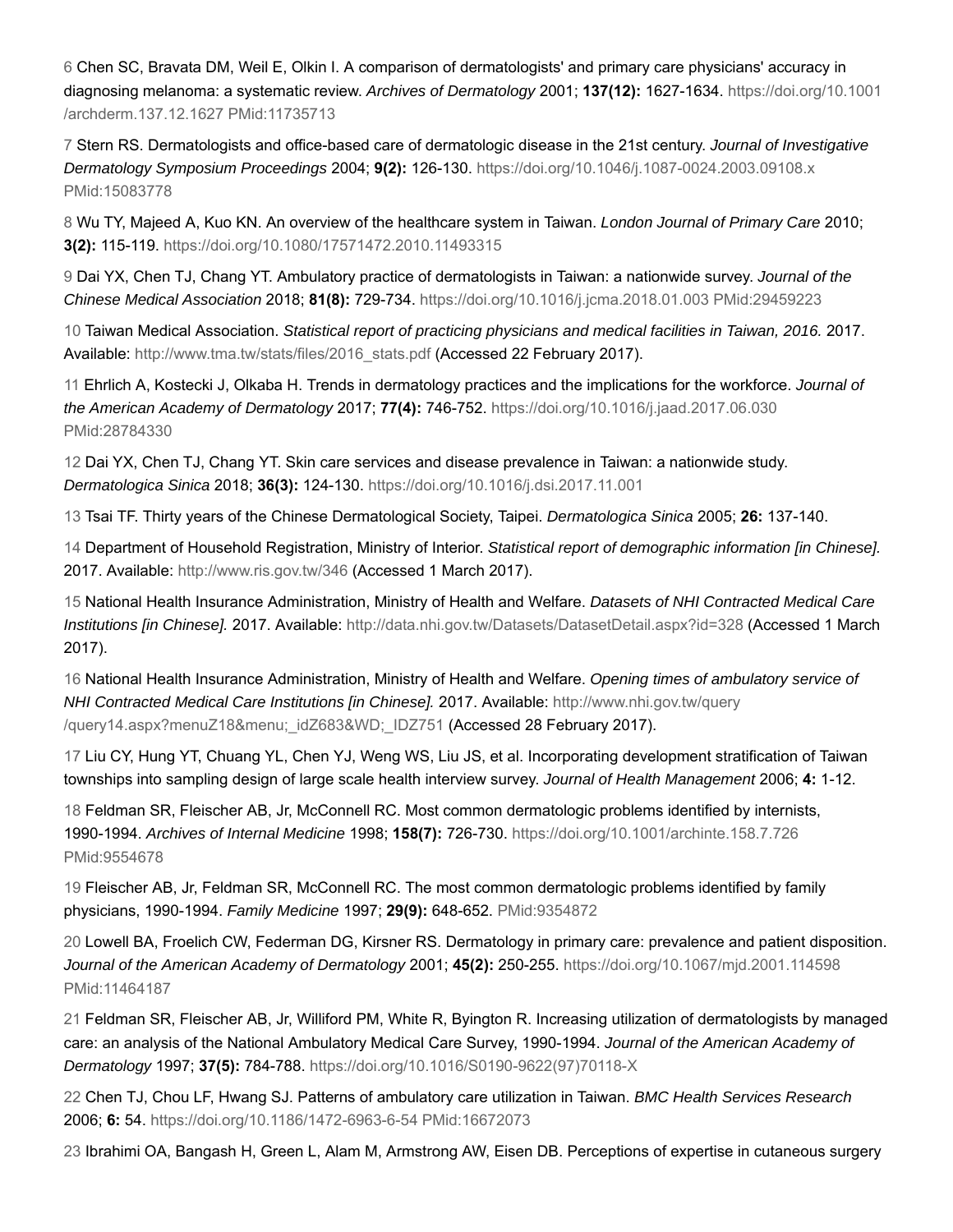6 Chen SC, Bravata DM, Weil E, Olkin I. A comparison of dermatologists' and primary care physicians' accuracy in diagnosing melanoma: a systematic review. *Archives of Dermatology* 2001; **137(12):** 1627-1634. https://doi.org/10.1001/archderm.137.12.1627 PMid:11735713

7 Stern RS. Dermatologists and office-based care of dermatologic disease in the 21st century. *Journal of Investigative Dermatology Symposium Proceedings* 2004; **9(2):** 126-130. https://doi.org/10.1046/j.1087-0024.2003.09108.x PMid:15083778

8 Wu TY, Majeed A, Kuo KN. An overview of the healthcare system in Taiwan. *London Journal of Primary Care* 2010; **3(2):** 115-119. https://doi.org/10.1080/17571472.2010.11493315

9 Dai YX, Chen TJ, Chang YT. Ambulatory practice of dermatologists in Taiwan: a nationwide survey. *Journal of the Chinese Medical Association* 2018; **81(8):** 729-734. https://doi.org/10.1016/j.jcma.2018.01.003 PMid:29459223

10 Taiwan Medical Association. *Statistical report of practicing physicians and medical facilities in Taiwan, 2016.* 2017. Available: http://www.tma.tw/stats/files/2016_stats.pdf (Accessed 22 February 2017).

11 Ehrlich A, Kostecki J, Olkaba H. Trends in dermatology practices and the implications for the workforce. *Journal of the American Academy of Dermatology* 2017; **77(4):** 746-752. https://doi.org/10.1016/j.jaad.2017.06.030 PMid:28784330

12 Dai YX, Chen TJ, Chang YT. Skin care services and disease prevalence in Taiwan: a nationwide study. *Dermatologica Sinica* 2018; **36(3):** 124-130. https://doi.org/10.1016/j.dsi.2017.11.001

13 Tsai TF. Thirty years of the Chinese Dermatological Society, Taipei. *Dermatologica Sinica* 2005; **26:** 137-140.

14 Department of Household Registration, Ministry of Interior. *Statistical report of demographic information [in Chinese].* 2017. Available: http://www.ris.gov.tw/346 (Accessed 1 March 2017).

15 National Health Insurance Administration, Ministry of Health and Welfare. *Datasets of NHI Contracted Medical Care Institutions [in Chinese].* 2017. Available: http://data.nhi.gov.tw/Datasets/DatasetDetail.aspx?id=328 (Accessed 1 March 2017).

16 National Health Insurance Administration, Ministry of Health and Welfare. *Opening times of ambulatory service of NHI Contracted Medical Care Institutions [in Chinese].* 2017. Available: http://www.nhi.gov.tw/query/query14.aspx?menuZ18&menu;_idZ683&WD;_IDZ751 (Accessed 28 February 2017).

17 Liu CY, Hung YT, Chuang YL, Chen YJ, Weng WS, Liu JS, et al. Incorporating development stratification of Taiwan townships into sampling design of large scale health interview survey. *Journal of Health Management* 2006; **4:** 1-12.

18 Feldman SR, Fleischer AB, Jr, McConnell RC. Most common dermatologic problems identified by internists, 1990-1994. *Archives of Internal Medicine* 1998; **158(7):** 726-730. https://doi.org/10.1001/archinte.158.7.726 PMid:9554678

19 Fleischer AB, Jr, Feldman SR, McConnell RC. The most common dermatologic problems identified by family physicians, 1990-1994. *Family Medicine* 1997; **29(9):** 648-652. PMid:9354872

20 Lowell BA, Froelich CW, Federman DG, Kirsner RS. Dermatology in primary care: prevalence and patient disposition. *Journal of the American Academy of Dermatology* 2001; **45(2):** 250-255. https://doi.org/10.1067/mjd.2001.114598 PMid:11464187

21 Feldman SR, Fleischer AB, Jr, Williford PM, White R, Byington R. Increasing utilization of dermatologists by managed care: an analysis of the National Ambulatory Medical Care Survey, 1990-1994. *Journal of the American Academy of Dermatology* 1997; **37(5):** 784-788. https://doi.org/10.1016/S0190-9622(97)70118-X

22 Chen TJ, Chou LF, Hwang SJ. Patterns of ambulatory care utilization in Taiwan. *BMC Health Services Research* 2006; **6:** 54. https://doi.org/10.1186/1472-6963-6-54 PMid:16672073

23 Ibrahimi OA, Bangash H, Green L, Alam M, Armstrong AW, Eisen DB. Perceptions of expertise in cutaneous surgery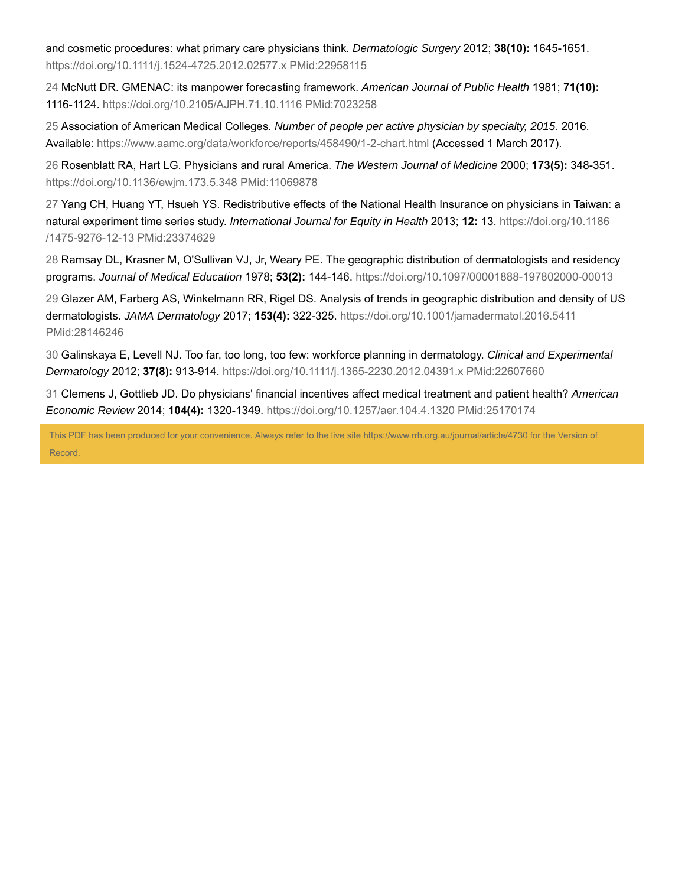and cosmetic procedures: what primary care physicians think. *Dermatologic Surgery* 2012; **38(10):** 1645-1651. https://doi.org/10.1111/j.1524-4725.2012.02577.x PMid:22958115

24 McNutt DR. GMENAC: its manpower forecasting framework. *American Journal of Public Health* 1981; **71(10):** 1116-1124. https://doi.org/10.2105/AJPH.71.10.1116 PMid:7023258

25 Association of American Medical Colleges. *Number of people per active physician by specialty, 2015.* 2016. Available: https://www.aamc.org/data/workforce/reports/458490/1-2-chart.html (Accessed 1 March 2017).

26 Rosenblatt RA, Hart LG. Physicians and rural America. *The Western Journal of Medicine* 2000; **173(5):** 348-351. https://doi.org/10.1136/ewjm.173.5.348 PMid:11069878

27 Yang CH, Huang YT, Hsueh YS. Redistributive effects of the National Health Insurance on physicians in Taiwan: a natural experiment time series study. *International Journal for Equity in Health* 2013; **12:** 13. https://doi.org/10.1186/1475-9276-12-13 PMid:23374629

28 Ramsay DL, Krasner M, O'Sullivan VJ, Jr, Weary PE. The geographic distribution of dermatologists and residency programs. *Journal of Medical Education* 1978; **53(2):** 144-146. https://doi.org/10.1097/00001888-197802000-00013

29 Glazer AM, Farberg AS, Winkelmann RR, Rigel DS. Analysis of trends in geographic distribution and density of US dermatologists. *JAMA Dermatology* 2017; **153(4):** 322-325. https://doi.org/10.1001/jamadermatol.2016.5411 PMid:28146246

30 Galinskaya E, Levell NJ. Too far, too long, too few: workforce planning in dermatology. *Clinical and Experimental Dermatology* 2012; **37(8):** 913-914. https://doi.org/10.1111/j.1365-2230.2012.04391.x PMid:22607660

31 Clemens J, Gottlieb JD. Do physicians' financial incentives affect medical treatment and patient health? *American Economic Review* 2014; **104(4):** 1320-1349. https://doi.org/10.1257/aer.104.4.1320 PMid:25170174

This PDF has been produced for your convenience. Always refer to the live site https://www.rrh.org.au/journal/article/4730 for the Version of Record.